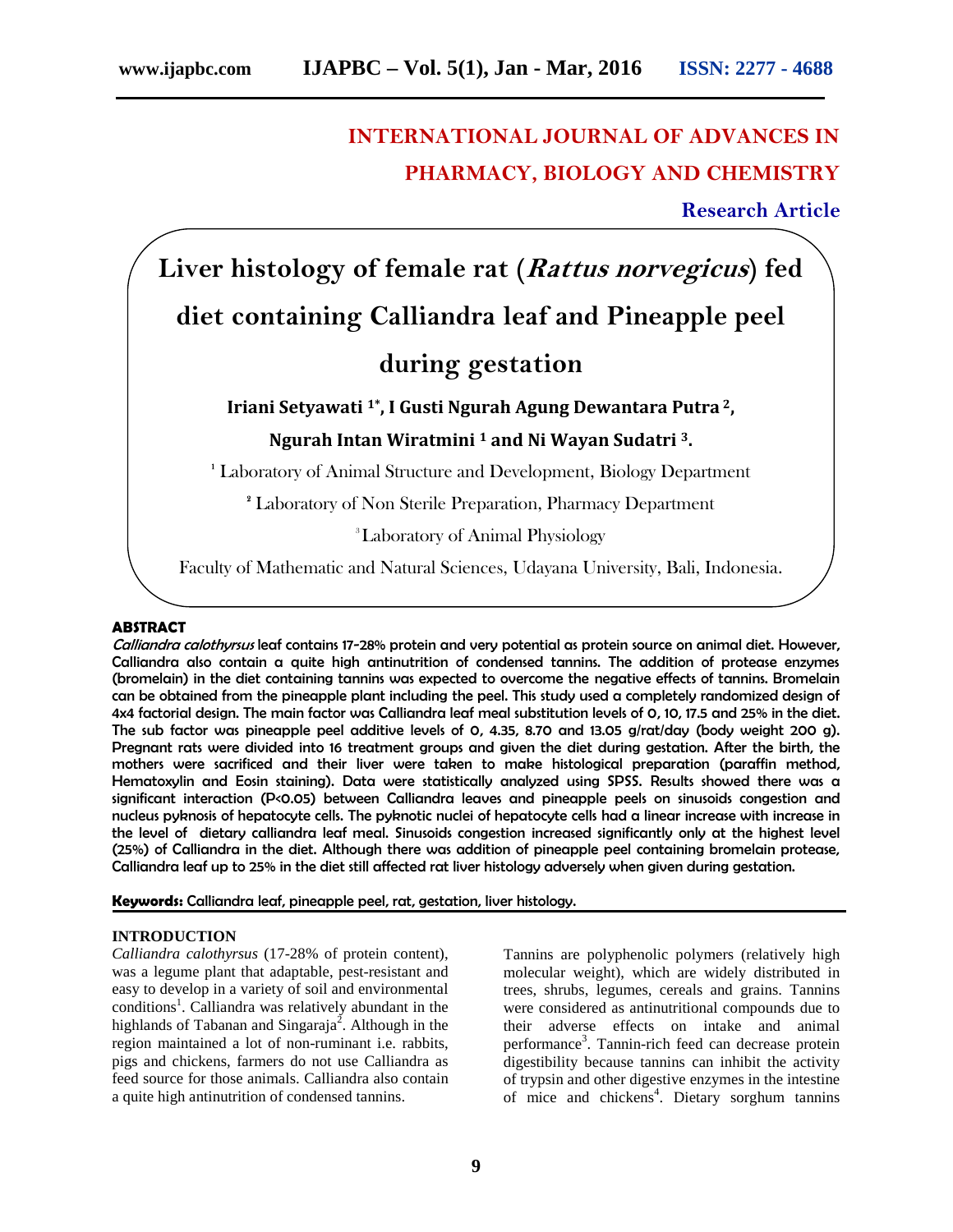# INTERNATIONAL JOURNAL OF ADVANCES IN PHARMACY, BIOLOGY AND CHEMISTRY

**Research Article**

# Liver histology of female rat (*Rattus norvegicus*) fed diet containing Calliandra leaf and Pineapple peel during gestation

**Iriani Setyawati [1*], I Gusti Ngurah Agung Dewantara Putra [2], Ngurah Intan Wiratmini [1] and Ni Wayan Sudatri [3].**

[1] Laboratory of Animal Structure and Development, Biology Department

[2] Laboratory of Non Sterile Preparation, Pharmacy Department

[3] Laboratory of Animal Physiology

Faculty of Mathematic and Natural Sciences, Udayana University, Bali, Indonesia.

## ABSTRACT

*Calliandra calothyrsus* leaf contains 17-28% protein and very potential as protein source on animal diet. However, Calliandra also contain a quite high antinutrition of condensed tannins. The addition of protease enzymes (bromelain) in the diet containing tannins was expected to overcome the negative effects of tannins. Bromelain can be obtained from the pineapple plant including the peel. This study used a completely randomized design of 4x4 factorial design. The main factor was Calliandra leaf meal substitution levels of 0, 10, 17.5 and 25% in the diet. The sub factor was pineapple peel additive levels of 0, 4.35, 8.70 and 13.05 g/rat/day (body weight 200 g). Pregnant rats were divided into 16 treatment groups and given the diet during gestation. After the birth, the mothers were sacrificed and their liver were taken to make histological preparation (paraffin method, Hematoxylin and Eosin staining). Data were statistically analyzed using SPSS. Results showed there was a significant interaction ($P<0.05$) between Calliandra leaves and pineapple peels on sinusoids congestion and nucleus pyknosis of hepatocyte cells. The pyknotic nuclei of hepatocyte cells had a linear increase with increase in the level of dietary calliandra leaf meal. Sinusoids congestion increased significantly only at the highest level (25%) of Calliandra in the diet. Although there was addition of pineapple peel containing bromelain protease, Calliandra leaf up to 25% in the diet still affected rat liver histology adversely when given during gestation.

**Keywords:** Calliandra leaf, pineapple peel, rat, gestation, liver histology.

## INTRODUCTION

*Calliandra calothyrsus* (17-28% of protein content), was a legume plant that adaptable, pest-resistant and easy to develop in a variety of soil and environmental conditions[1]. Calliandra was relatively abundant in the highlands of Tabanan and Singaraja[2]. Although in the region maintained a lot of non-ruminant i.e. rabbits, pigs and chickens, farmers do not use Calliandra as feed source for those animals. Calliandra also contain a quite high antinutrition of condensed tannins.

Tannins are polyphenolic polymers (relatively high molecular weight), which are widely distributed in trees, shrubs, legumes, cereals and grains. Tannins were considered as antinutritional compounds due to their adverse effects on intake and animal performance[3]. Tannin-rich feed can decrease protein digestibility because tannins can inhibit the activity of trypsin and other digestive enzymes in the intestine of mice and chickens[4]. Dietary sorghum tannins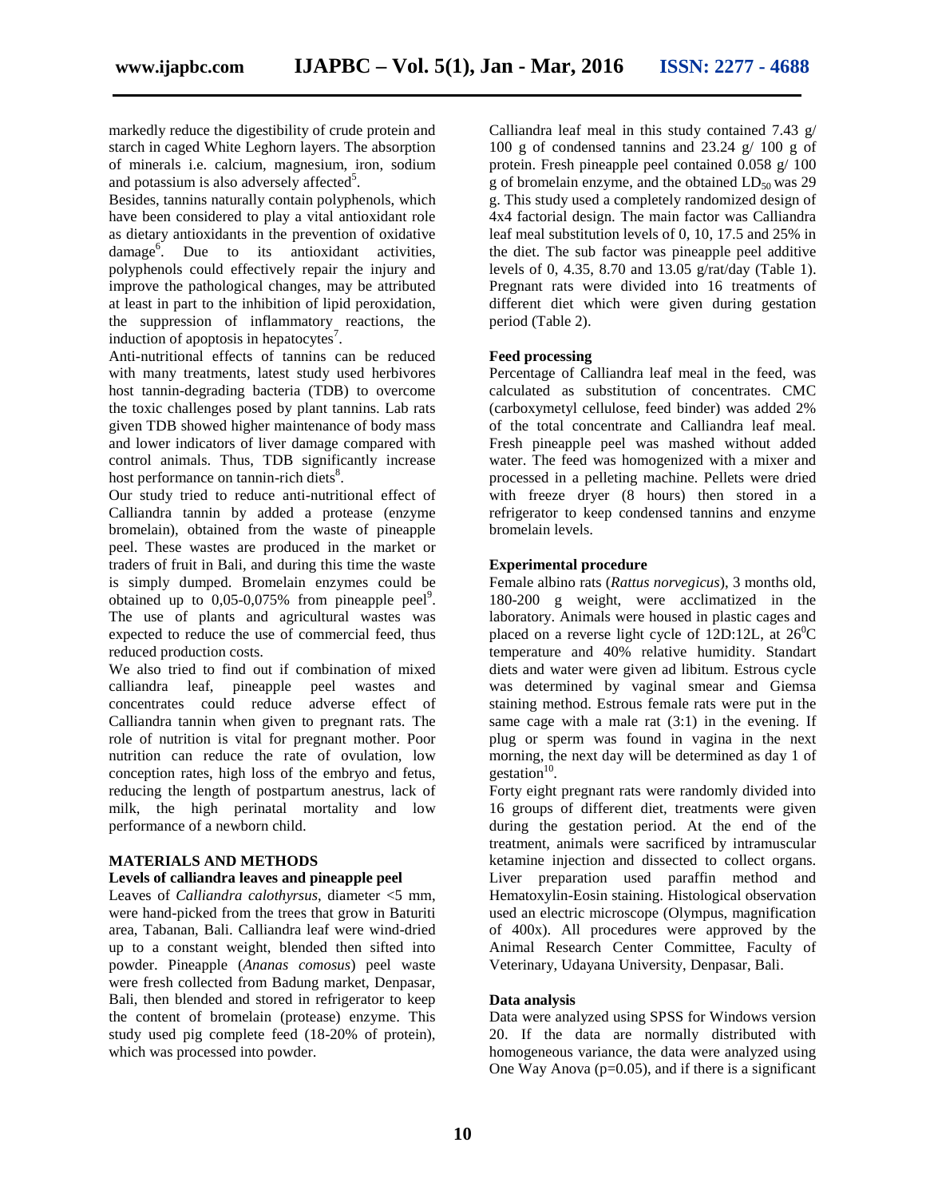markedly reduce the digestibility of crude protein and starch in caged White Leghorn layers. The absorption of minerals i.e. calcium, magnesium, iron, sodium and potassium is also adversely affected[5].

Besides, tannins naturally contain polyphenols, which have been considered to play a vital antioxidant role as dietary antioxidants in the prevention of oxidative damage[6]. Due to its antioxidant activities, polyphenols could effectively repair the injury and improve the pathological changes, may be attributed at least in part to the inhibition of lipid peroxidation, the suppression of inflammatory reactions, the induction of apoptosis in hepatocytes[7].

Anti-nutritional effects of tannins can be reduced with many treatments, latest study used herbivores host tannin-degrading bacteria (TDB) to overcome the toxic challenges posed by plant tannins. Lab rats given TDB showed higher maintenance of body mass and lower indicators of liver damage compared with control animals. Thus, TDB significantly increase host performance on tannin-rich diets[8].

Our study tried to reduce anti-nutritional effect of Calliandra tannin by added a protease (enzyme bromelain), obtained from the waste of pineapple peel. These wastes are produced in the market or traders of fruit in Bali, and during this time the waste is simply dumped. Bromelain enzymes could be obtained up to 0,05-0,075% from pineapple peel[9]. The use of plants and agricultural wastes was expected to reduce the use of commercial feed, thus reduced production costs.

We also tried to find out if combination of mixed calliandra leaf, pineapple peel wastes and concentrates could reduce adverse effect of Calliandra tannin when given to pregnant rats. The role of nutrition is vital for pregnant mother. Poor nutrition can reduce the rate of ovulation, low conception rates, high loss of the embryo and fetus, reducing the length of postpartum anestrus, lack of milk, the high perinatal mortality and low performance of a newborn child.

## MATERIALS AND METHODS

### Levels of calliandra leaves and pineapple peel

Leaves of *Calliandra calothyrsus*, diameter <5 mm, were hand-picked from the trees that grow in Baturiti area, Tabanan, Bali. Calliandra leaf were wind-dried up to a constant weight, blended then sifted into powder. Pineapple (*Ananas comosus*) peel waste were fresh collected from Badung market, Denpasar, Bali, then blended and stored in refrigerator to keep the content of bromelain (protease) enzyme. This study used pig complete feed (18-20% of protein), which was processed into powder.

Calliandra leaf meal in this study contained 7.43 g/ 100 g of condensed tannins and 23.24 g/ 100 g of protein. Fresh pineapple peel contained 0.058 g/ 100 g of bromelain enzyme, and the obtained $LD_{50}$ was 29 g. This study used a completely randomized design of 4x4 factorial design. The main factor was Calliandra leaf meal substitution levels of 0, 10, 17.5 and 25% in the diet. The sub factor was pineapple peel additive levels of 0, 4.35, 8.70 and 13.05 g/rat/day (Table 1). Pregnant rats were divided into 16 treatments of different diet which were given during gestation period (Table 2).

### Feed processing

Percentage of Calliandra leaf meal in the feed, was calculated as substitution of concentrates. CMC (carboxymetyl cellulose, feed binder) was added 2% of the total concentrate and Calliandra leaf meal. Fresh pineapple peel was mashed without added water. The feed was homogenized with a mixer and processed in a pelleting machine. Pellets were dried with freeze dryer (8 hours) then stored in a refrigerator to keep condensed tannins and enzyme bromelain levels.

### Experimental procedure

Female albino rats (*Rattus norvegicus*), 3 months old, 180-200 g weight, were acclimatized in the laboratory. Animals were housed in plastic cages and placed on a reverse light cycle of 12D:12L, at $26^0$C temperature and 40% relative humidity. Standart diets and water were given ad libitum. Estrous cycle was determined by vaginal smear and Giemsa staining method. Estrous female rats were put in the same cage with a male rat (3:1) in the evening. If plug or sperm was found in vagina in the next morning, the next day will be determined as day 1 of gestation[10].

Forty eight pregnant rats were randomly divided into 16 groups of different diet, treatments were given during the gestation period. At the end of the treatment, animals were sacrificed by intramuscular ketamine injection and dissected to collect organs. Liver preparation used paraffin method and Hematoxylin-Eosin staining. Histological observation used an electric microscope (Olympus, magnification of 400x). All procedures were approved by the Animal Research Center Committee, Faculty of Veterinary, Udayana University, Denpasar, Bali.

### Data analysis

Data were analyzed using SPSS for Windows version 20. If the data are normally distributed with homogeneous variance, the data were analyzed using One Way Anova (p=0.05), and if there is a significant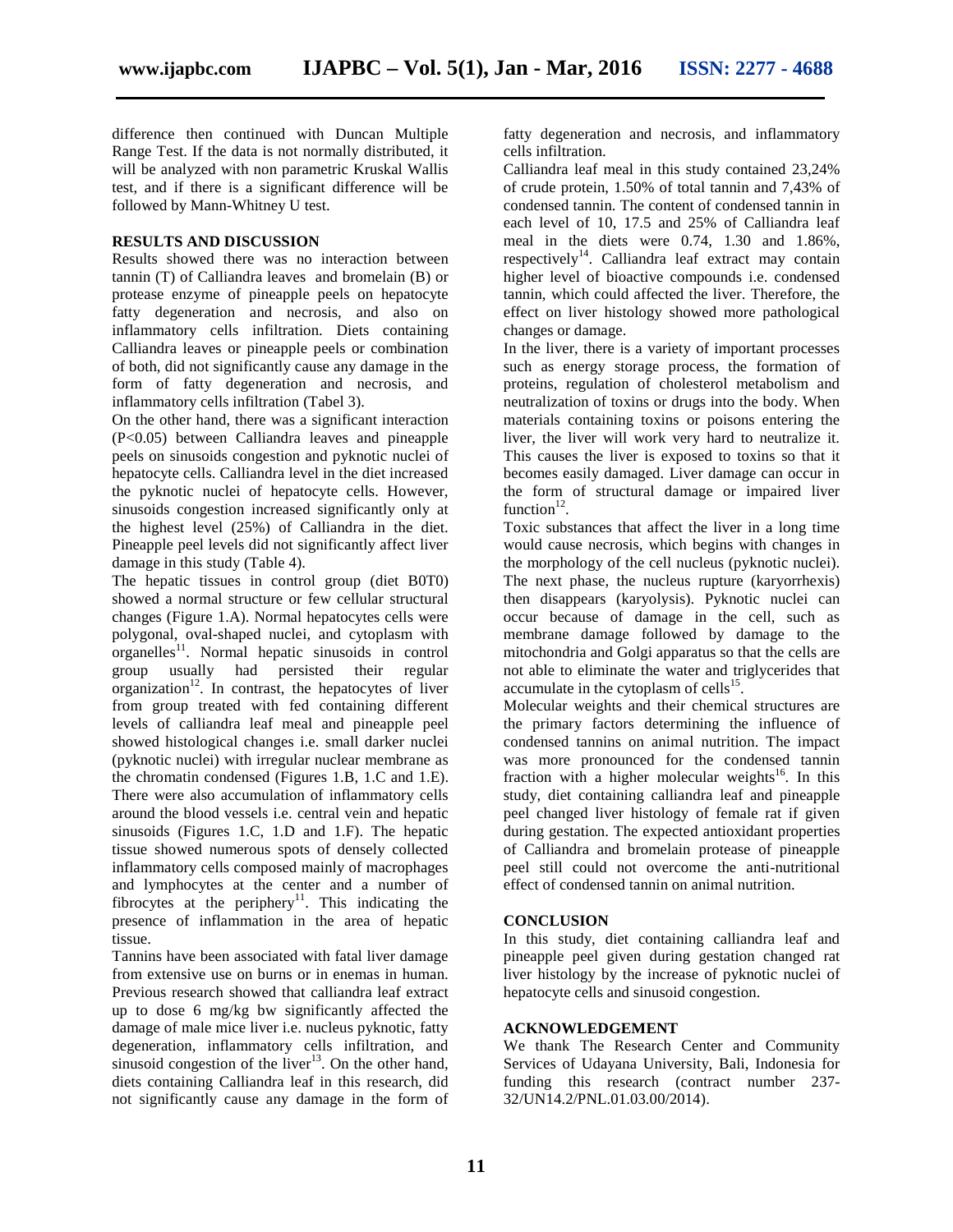difference then continued with Duncan Multiple Range Test. If the data is not normally distributed, it will be analyzed with non parametric Kruskal Wallis test, and if there is a significant difference will be followed by Mann-Whitney U test.

## RESULTS AND DISCUSSION

Results showed there was no interaction between tannin (T) of Calliandra leaves and bromelain (B) or protease enzyme of pineapple peels on hepatocyte fatty degeneration and necrosis, and also on inflammatory cells infiltration. Diets containing Calliandra leaves or pineapple peels or combination of both, did not significantly cause any damage in the form of fatty degeneration and necrosis, and inflammatory cells infiltration (Tabel 3).

On the other hand, there was a significant interaction ($P<0.05$) between Calliandra leaves and pineapple peels on sinusoids congestion and pyknotic nuclei of hepatocyte cells. Calliandra level in the diet increased the pyknotic nuclei of hepatocyte cells. However, sinusoids congestion increased significantly only at the highest level (25%) of Calliandra in the diet. Pineapple peel levels did not significantly affect liver damage in this study (Table 4).

The hepatic tissues in control group (diet B0T0) showed a normal structure or few cellular structural changes (Figure 1.A). Normal hepatocytes cells were polygonal, oval-shaped nuclei, and cytoplasm with organelles[11]. Normal hepatic sinusoids in control group usually had persisted their regular organization[12]. In contrast, the hepatocytes of liver from group treated with fed containing different levels of calliandra leaf meal and pineapple peel showed histological changes i.e. small darker nuclei (pyknotic nuclei) with irregular nuclear membrane as the chromatin condensed (Figures 1.B, 1.C and 1.E). There were also accumulation of inflammatory cells around the blood vessels i.e. central vein and hepatic sinusoids (Figures 1.C, 1.D and 1.F). The hepatic tissue showed numerous spots of densely collected inflammatory cells composed mainly of macrophages and lymphocytes at the center and a number of fibrocytes at the periphery[11]. This indicating the presence of inflammation in the area of hepatic tissue.

Tannins have been associated with fatal liver damage from extensive use on burns or in enemas in human. Previous research showed that calliandra leaf extract up to dose 6 mg/kg bw significantly affected the damage of male mice liver i.e. nucleus pyknotic, fatty degeneration, inflammatory cells infiltration, and sinusoid congestion of the liver[13]. On the other hand, diets containing Calliandra leaf in this research, did not significantly cause any damage in the form of fatty degeneration and necrosis, and inflammatory cells infiltration.

Calliandra leaf meal in this study contained 23,24% of crude protein, 1.50% of total tannin and 7,43% of condensed tannin. The content of condensed tannin in each level of 10, 17.5 and 25% of Calliandra leaf meal in the diets were 0.74, 1.30 and 1.86%, respectively[14]. Calliandra leaf extract may contain higher level of bioactive compounds i.e. condensed tannin, which could affected the liver. Therefore, the effect on liver histology showed more pathological changes or damage.

In the liver, there is a variety of important processes such as energy storage process, the formation of proteins, regulation of cholesterol metabolism and neutralization of toxins or drugs into the body. When materials containing toxins or poisons entering the liver, the liver will work very hard to neutralize it. This causes the liver is exposed to toxins so that it becomes easily damaged. Liver damage can occur in the form of structural damage or impaired liver function[12].

Toxic substances that affect the liver in a long time would cause necrosis, which begins with changes in the morphology of the cell nucleus (pyknotic nuclei). The next phase, the nucleus rupture (karyorrhexis) then disappears (karyolysis). Pyknotic nuclei can occur because of damage in the cell, such as membrane damage followed by damage to the mitochondria and Golgi apparatus so that the cells are not able to eliminate the water and triglycerides that accumulate in the cytoplasm of cells[15].

Molecular weights and their chemical structures are the primary factors determining the influence of condensed tannins on animal nutrition. The impact was more pronounced for the condensed tannin fraction with a higher molecular weights[16]. In this study, diet containing calliandra leaf and pineapple peel changed liver histology of female rat if given during gestation. The expected antioxidant properties of Calliandra and bromelain protease of pineapple peel still could not overcome the anti-nutritional effect of condensed tannin on animal nutrition.

## CONCLUSION

In this study, diet containing calliandra leaf and pineapple peel given during gestation changed rat liver histology by the increase of pyknotic nuclei of hepatocyte cells and sinusoid congestion.

## ACKNOWLEDGEMENT

We thank The Research Center and Community Services of Udayana University, Bali, Indonesia for funding this research (contract number 237-32/UN14.2/PNL.01.03.00/2014).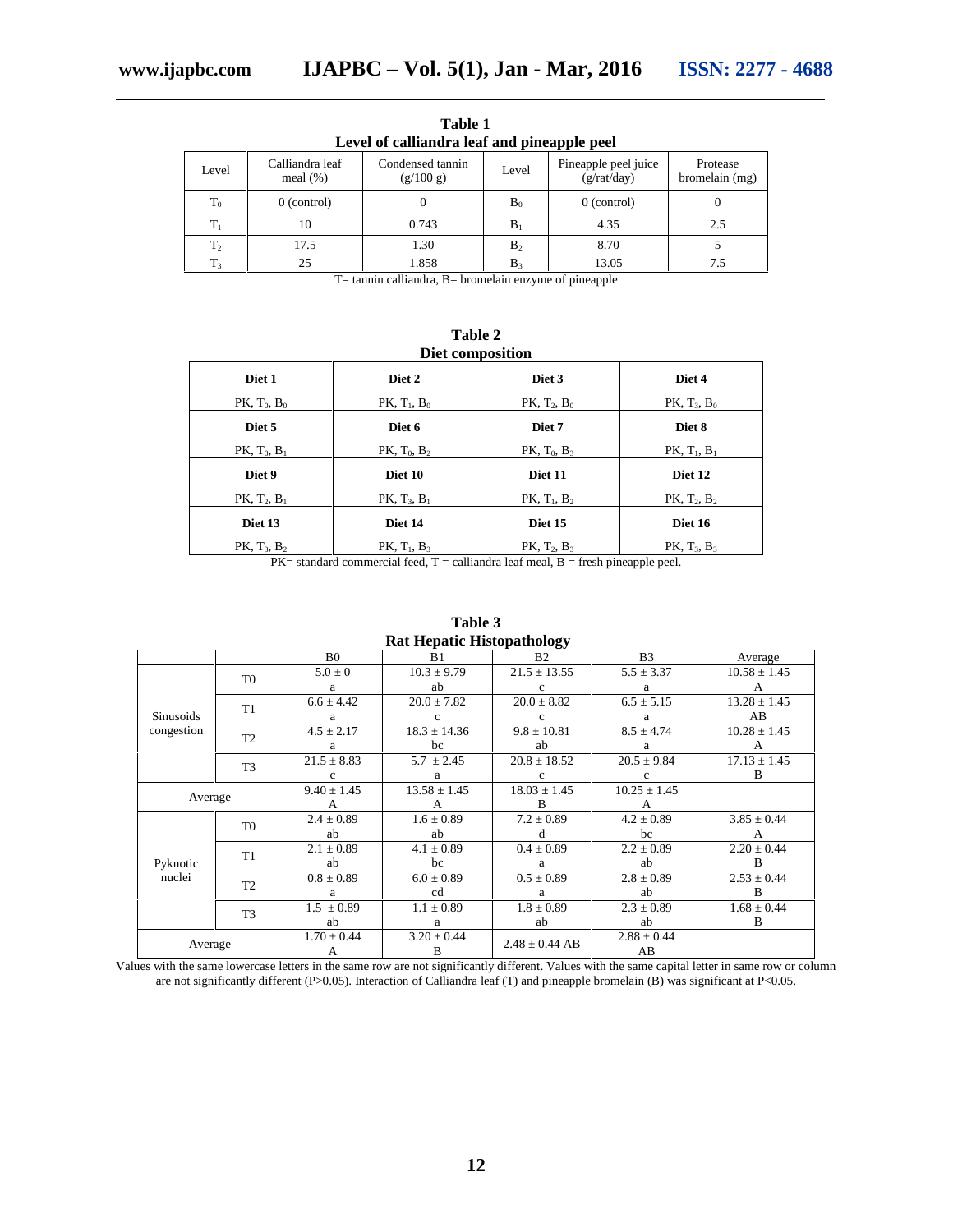**Table 1**
**Level of calliandra leaf and pineapple peel**

| Level | Calliandra leaf meal (%) | Condensed tannin (g/100 g) | Level | Pineapple peel juice (g/rat/day) | Protease bromelain (mg) |
|---|---|---|---|---|---|
| $T_0$ | 0 (control) | 0 | $B_0$ | 0 (control) | 0 |
| $T_1$ | 10 | 0.743 | $B_1$ | 4.35 | 2.5 |
| $T_2$ | 17.5 | 1.30 | $B_2$ | 8.70 | 5 |
| $T_3$ | 25 | 1.858 | $B_3$ | 13.05 | 7.5 |

T= tannin calliandra, B= bromelain enzyme of pineapple

**Table 2**
**Diet composition**

| Diet 1 | Diet 2 | Diet 3 | Diet 4 |
|---|---|---|---|
| PK, $T_0$, $B_0$ | PK, $T_1$, $B_0$ | PK, $T_2$, $B_0$ | PK, $T_3$, $B_0$ |
| **Diet 5** | **Diet 6** | **Diet 7** | **Diet 8** |
| PK, $T_0$, $B_1$ | PK, $T_0$, $B_2$ | PK, $T_0$, $B_3$ | PK, $T_1$, $B_1$ |
| **Diet 9** | **Diet 10** | **Diet 11** | **Diet 12** |
| PK, $T_2$, $B_1$ | PK, $T_3$, $B_1$ | PK, $T_1$, $B_2$ | PK, $T_2$, $B_2$ |
| **Diet 13** | **Diet 14** | **Diet 15** | **Diet 16** |
| PK, $T_3$, $B_2$ | PK, $T_1$, $B_3$ | PK, $T_2$, $B_3$ | PK, $T_3$, $B_3$ |

PK= standard commercial feed, T = calliandra leaf meal, B = fresh pineapple peel.

**Table 3**
**Rat Hepatic Histopathology**

| | | B0 | B1 | B2 | B3 | Average |
|---|---|---|---|---|---|---|
| Sinusoids congestion | T0 | 5.0 ± 0 a | 10.3 ± 9.79 ab | 21.5 ± 13.55 c | 5.5 ± 3.37 a | 10.58 ± 1.45 A |
| | T1 | 6.6 ± 4.42 a | 20.0 ± 7.82 c | 20.0 ± 8.82 c | 6.5 ± 5.15 a | 13.28 ± 1.45 AB |
| | T2 | 4.5 ± 2.17 a | 18.3 ± 14.36 bc | 9.8 ± 10.81 ab | 8.5 ± 4.74 a | 10.28 ± 1.45 A |
| | T3 | 21.5 ± 8.83 c | 5.7 ± 2.45 a | 20.8 ± 18.52 c | 20.5 ± 9.84 c | 17.13 ± 1.45 B |
| Average | | 9.40 ± 1.45 A | 13.58 ± 1.45 A | 18.03 ± 1.45 B | 10.25 ± 1.45 A | |
| Pyknotic nuclei | T0 | 2.4 ± 0.89 ab | 1.6 ± 0.89 ab | 7.2 ± 0.89 d | 4.2 ± 0.89 bc | 3.85 ± 0.44 A |
| | T1 | 2.1 ± 0.89 ab | 4.1 ± 0.89 bc | 0.4 ± 0.89 a | 2.2 ± 0.89 ab | 2.20 ± 0.44 B |
| | T2 | 0.8 ± 0.89 a | 6.0 ± 0.89 cd | 0.5 ± 0.89 a | 2.8 ± 0.89 ab | 2.53 ± 0.44 B |
| | T3 | 1.5 ± 0.89 ab | 1.1 ± 0.89 a | 1.8 ± 0.89 ab | 2.3 ± 0.89 ab | 1.68 ± 0.44 B |
| Average | | 1.70 ± 0.44 A | 3.20 ± 0.44 B | 2.48 ± 0.44 AB | 2.88 ± 0.44 AB | |

Values with the same lowercase letters in the same row are not significantly different. Values with the same capital letter in same row or column are not significantly different (P>0.05). Interaction of Calliandra leaf (T) and pineapple bromelain (B) was significant at P<0.05.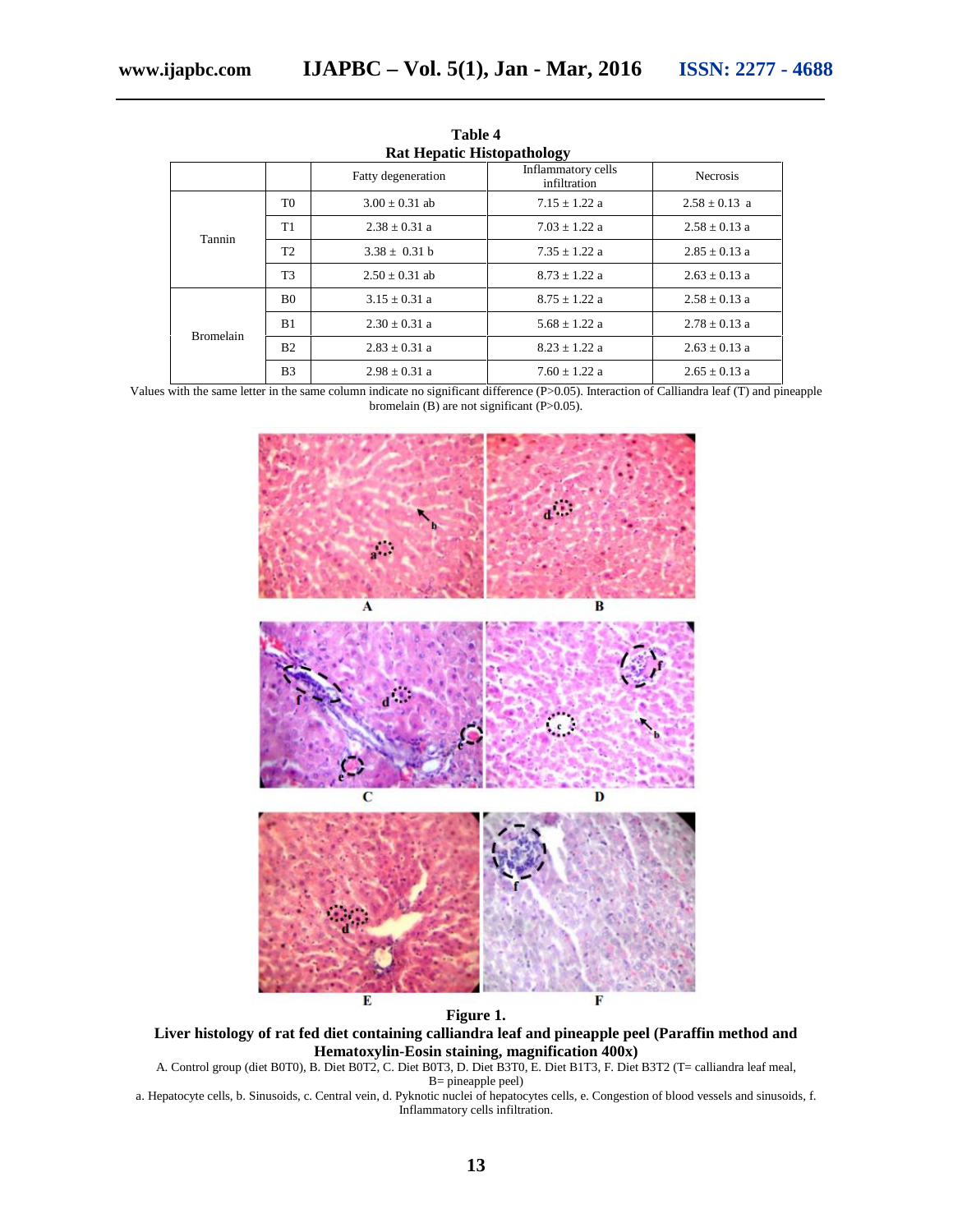**Table 4**
**Rat Hepatic Histopathology**

| | | Fatty degeneration | Inflammatory cells infiltration | Necrosis |
|---|---|---|---|---|
| Tannin | T0 | 3.00 ± 0.31 ab | 7.15 ± 1.22 a | 2.58 ± 0.13 a |
| | T1 | 2.38 ± 0.31 a | 7.03 ± 1.22 a | 2.58 ± 0.13 a |
| | T2 | 3.38 ± 0.31 b | 7.35 ± 1.22 a | 2.85 ± 0.13 a |
| | T3 | 2.50 ± 0.31 ab | 8.73 ± 1.22 a | 2.63 ± 0.13 a |
| Bromelain | B0 | 3.15 ± 0.31 a | 8.75 ± 1.22 a | 2.58 ± 0.13 a |
| | B1 | 2.30 ± 0.31 a | 5.68 ± 1.22 a | 2.78 ± 0.13 a |
| | B2 | 2.83 ± 0.31 a | 8.23 ± 1.22 a | 2.63 ± 0.13 a |
| | B3 | 2.98 ± 0.31 a | 7.60 ± 1.22 a | 2.65 ± 0.13 a |

Values with the same letter in the same column indicate no significant difference (P>0.05). Interaction of Calliandra leaf (T) and pineapple bromelain (B) are not significant (P>0.05).

**Figure 1.**
**Liver histology of rat fed diet containing calliandra leaf and pineapple peel (Paraffin method and Hematoxylin-Eosin staining, magnification 400x)**

A. Control group (diet B0T0), B. Diet B0T2, C. Diet B0T3, D. Diet B3T0, E. Diet B1T3, F. Diet B3T2 (T= calliandra leaf meal, B= pineapple peel)

a. Hepatocyte cells, b. Sinusoids, c. Central vein, d. Pyknotic nuclei of hepatocytes cells, e. Congestion of blood vessels and sinusoids, f. Inflammatory cells infiltration.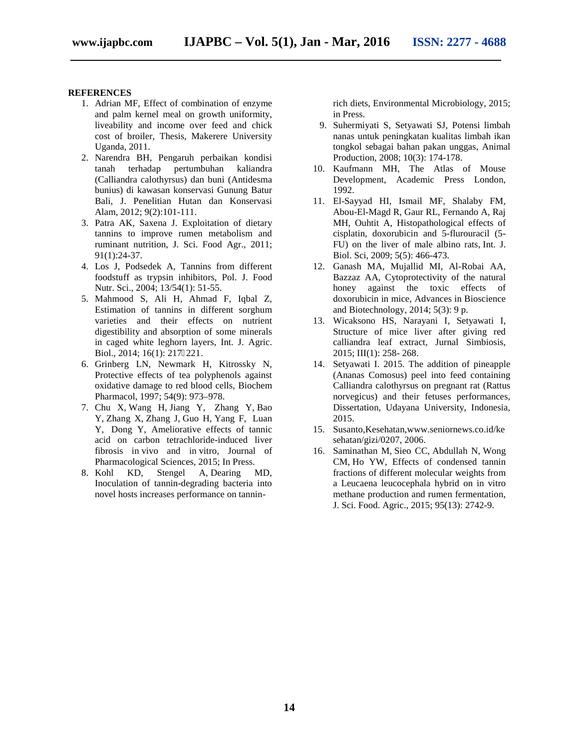**REFERENCES**

1. Adrian MF, Effect of combination of enzyme and palm kernel meal on growth uniformity, liveability and income over feed and chick cost of broiler, Thesis, Makerere University Uganda, 2011.
2. Narendra BH, Pengaruh perbaikan kondisi tanah terhadap pertumbuhan kaliandra (Calliandra calothyrsus) dan buni (Antidesma bunius) di kawasan konservasi Gunung Batur Bali, J. Penelitian Hutan dan Konservasi Alam, 2012; 9(2):101-111.
3. Patra AK, Saxena J. Exploitation of dietary tannins to improve rumen metabolism and ruminant nutrition, J. Sci. Food Agr., 2011; 91(1):24-37.
4. Los J, Podsedek A, Tannins from different foodstuff as trypsin inhibitors, Pol. J. Food Nutr. Sci., 2004; 13/54(1): 51-55.
5. Mahmood S, Ali H, Ahmad F, Iqbal Z, Estimation of tannins in different sorghum varieties and their effects on nutrient digestibility and absorption of some minerals in caged white leghorn layers, Int. J. Agric. Biol., 2014; 16(1): 217‒221.
6. Grinberg LN, Newmark H, Kitrossky N, Protective effects of tea polyphenols against oxidative damage to red blood cells, Biochem Pharmacol, 1997; 54(9): 973–978.
7. Chu X, Wang H, Jiang Y, Zhang Y, Bao Y, Zhang X, Zhang J, Guo H, Yang F, Luan Y, Dong Y, Ameliorative effects of tannic acid on carbon tetrachloride-induced liver fibrosis in vivo and in vitro, Journal of Pharmacological Sciences, 2015; In Press.
8. Kohl KD, Stengel A, Dearing MD, Inoculation of tannin-degrading bacteria into novel hosts increases performance on tannin-rich diets, Environmental Microbiology, 2015; in Press.
9. Suhermiyati S, Setyawati SJ, Potensi limbah nanas untuk peningkatan kualitas limbah ikan tongkol sebagai bahan pakan unggas, Animal Production, 2008; 10(3): 174-178.
10. Kaufmann MH, The Atlas of Mouse Development, Academic Press London, 1992.
11. El-Sayyad HI, Ismail MF, Shalaby FM, Abou-El-Magd R, Gaur RL, Fernando A, Raj MH, Ouhtit A, Histopathological effects of cisplatin, doxorubicin and 5-flurouracil (5-FU) on the liver of male albino rats, Int. J. Biol. Sci, 2009; 5(5): 466-473.
12. Ganash MA, Mujallid MI, Al-Robai AA, Bazzaz AA, Cytoprotectivity of the natural honey against the toxic effects of doxorubicin in mice, Advances in Bioscience and Biotechnology, 2014; 5(3): 9 p.
13. Wicaksono HS, Narayani I, Setyawati I, Structure of mice liver after giving red calliandra leaf extract, Jurnal Simbiosis, 2015; III(1): 258- 268.
14. Setyawati I. 2015. The addition of pineapple (Ananas Comosus) peel into feed containing Calliandra calothyrsus on pregnant rat (Rattus norvegicus) and their fetuses performances, Dissertation, Udayana University, Indonesia, 2015.
15. Susanto,Kesehatan,www.seniornews.co.id/kesehatan/gizi/0207, 2006.
16. Saminathan M, Sieo CC, Abdullah N, Wong CM, Ho YW, Effects of condensed tannin fractions of different molecular weights from a Leucaena leucocephala hybrid on in vitro methane production and rumen fermentation, J. Sci. Food. Agric., 2015; 95(13): 2742-9.